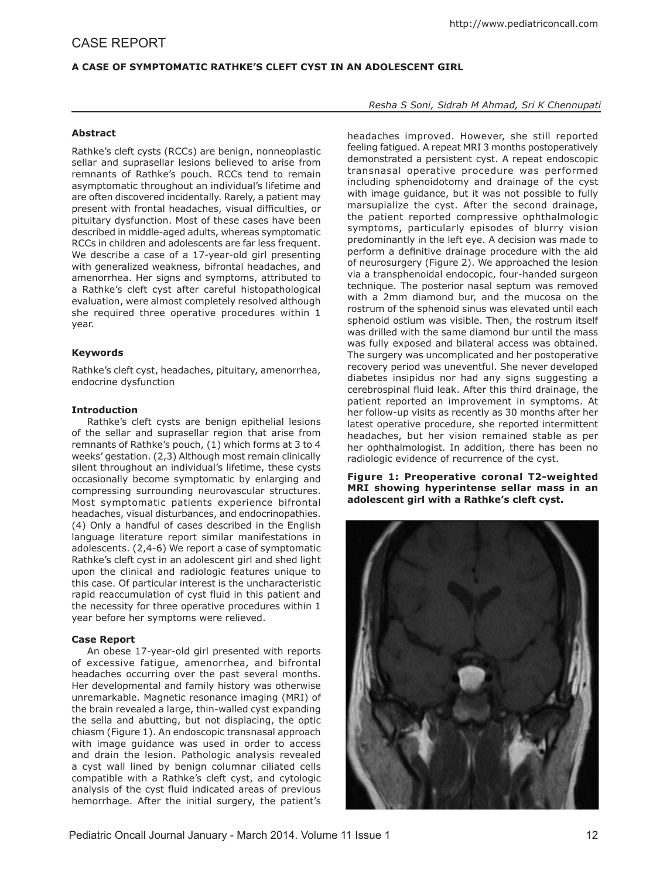## CASE REPORT

### A CASE OF SYMPTOMATIC RATHKE'S CLEFT CYST IN AN ADOLESCENT GIRL

*Resha S Soni, Sidrah M Ahmad, Sri K Chennupati*

#### Abstract

Rathke's cleft cysts (RCCs) are benign, nonneoplastic sellar and suprasellar lesions believed to arise from remnants of Rathke's pouch. RCCs tend to remain asymptomatic throughout an individual's lifetime and are often discovered incidentally. Rarely, a patient may present with frontal headaches, visual difficulties, or pituitary dysfunction. Most of these cases have been described in middle-aged adults, whereas symptomatic RCCs in children and adolescents are far less frequent. We describe a case of a 17-year-old girl presenting with generalized weakness, bifrontal headaches, and amenorrhea. Her signs and symptoms, attributed to a Rathke's cleft cyst after careful histopathological evaluation, were almost completely resolved although she required three operative procedures within 1 year.

#### Keywords

Rathke's cleft cyst, headaches, pituitary, amenorrhea, endocrine dysfunction

#### Introduction

Rathke's cleft cysts are benign epithelial lesions of the sellar and suprasellar region that arise from remnants of Rathke's pouch, (1) which forms at 3 to 4 weeks' gestation. (2,3) Although most remain clinically silent throughout an individual's lifetime, these cysts occasionally become symptomatic by enlarging and compressing surrounding neurovascular structures. Most symptomatic patients experience bifrontal headaches, visual disturbances, and endocrinopathies. (4) Only a handful of cases described in the English language literature report similar manifestations in adolescents. (2,4-6) We report a case of symptomatic Rathke's cleft cyst in an adolescent girl and shed light upon the clinical and radiologic features unique to this case. Of particular interest is the uncharacteristic rapid reaccumulation of cyst fluid in this patient and the necessity for three operative procedures within 1 year before her symptoms were relieved.

#### Case Report

An obese 17-year-old girl presented with reports of excessive fatigue, amenorrhea, and bifrontal headaches occurring over the past several months. Her developmental and family history was otherwise unremarkable. Magnetic resonance imaging (MRI) of the brain revealed a large, thin-walled cyst expanding the sella and abutting, but not displacing, the optic chiasm (Figure 1). An endoscopic transnasal approach with image guidance was used in order to access and drain the lesion. Pathologic analysis revealed a cyst wall lined by benign columnar ciliated cells compatible with a Rathke's cleft cyst, and cytologic analysis of the cyst fluid indicated areas of previous hemorrhage. After the initial surgery, the patient's headaches improved. However, she still reported feeling fatigued. A repeat MRI 3 months postoperatively demonstrated a persistent cyst. A repeat endoscopic transnasal operative procedure was performed including sphenoidotomy and drainage of the cyst with image guidance, but it was not possible to fully marsupialize the cyst. After the second drainage, the patient reported compressive ophthalmologic symptoms, particularly episodes of blurry vision predominantly in the left eye. A decision was made to perform a definitive drainage procedure with the aid of neurosurgery (Figure 2). We approached the lesion via a transphenoidal endocopic, four-handed surgeon technique. The posterior nasal septum was removed with a 2mm diamond bur, and the mucosa on the rostrum of the sphenoid sinus was elevated until each sphenoid ostium was visible. Then, the rostrum itself was drilled with the same diamond bur until the mass was fully exposed and bilateral access was obtained. The surgery was uncomplicated and her postoperative recovery period was uneventful. She never developed diabetes insipidus nor had any signs suggesting a cerebrospinal fluid leak. After this third drainage, the patient reported an improvement in symptoms. At her follow-up visits as recently as 30 months after her latest operative procedure, she reported intermittent headaches, but her vision remained stable as per her ophthalmologist. In addition, there has been no radiologic evidence of recurrence of the cyst.

**Figure 1: Preoperative coronal T2-weighted MRI showing hyperintense sellar mass in an adolescent girl with a Rathke's cleft cyst.**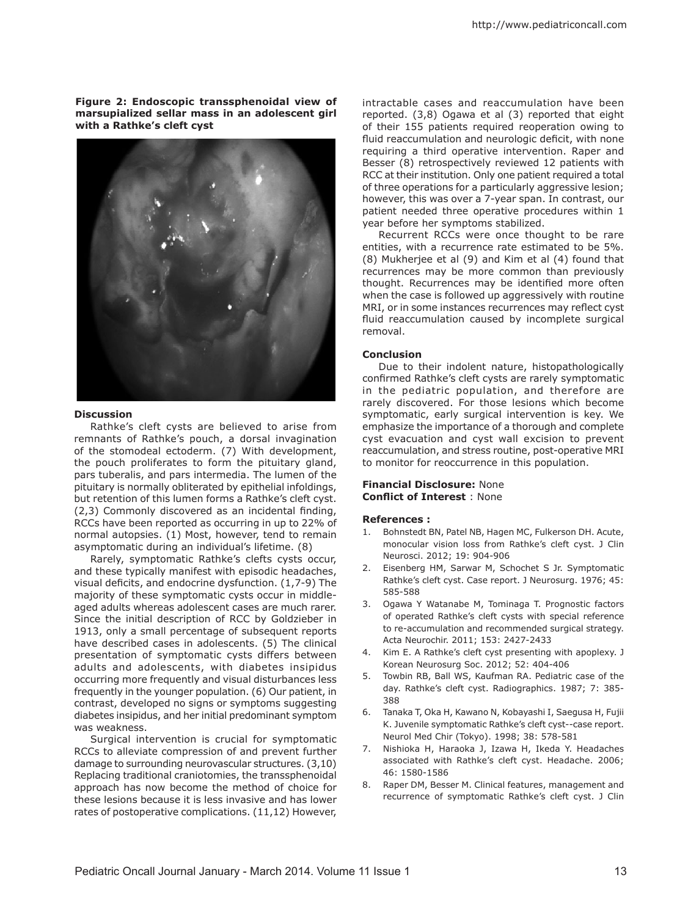**Figure 2: Endoscopic transsphenoidal view of marsupialized sellar mass in an adolescent girl with a Rathke's cleft cyst**

### Discussion

Rathke's cleft cysts are believed to arise from remnants of Rathke's pouch, a dorsal invagination of the stomodeal ectoderm. (7) With development, the pouch proliferates to form the pituitary gland, pars tuberalis, and pars intermedia. The lumen of the pituitary is normally obliterated by epithelial infoldings, but retention of this lumen forms a Rathke's cleft cyst. (2,3) Commonly discovered as an incidental finding, RCCs have been reported as occurring in up to 22% of normal autopsies. (1) Most, however, tend to remain asymptomatic during an individual's lifetime. (8)

Rarely, symptomatic Rathke's clefts cysts occur, and these typically manifest with episodic headaches, visual deficits, and endocrine dysfunction. (1,7-9) The majority of these symptomatic cysts occur in middle-aged adults whereas adolescent cases are much rarer. Since the initial description of RCC by Goldzieber in 1913, only a small percentage of subsequent reports have described cases in adolescents. (5) The clinical presentation of symptomatic cysts differs between adults and adolescents, with diabetes insipidus occurring more frequently and visual disturbances less frequently in the younger population. (6) Our patient, in contrast, developed no signs or symptoms suggesting diabetes insipidus, and her initial predominant symptom was weakness.

Surgical intervention is crucial for symptomatic RCCs to alleviate compression of and prevent further damage to surrounding neurovascular structures. (3,10) Replacing traditional craniotomies, the transsphenoidal approach has now become the method of choice for these lesions because it is less invasive and has lower rates of postoperative complications. (11,12) However, intractable cases and reaccumulation have been reported. (3,8) Ogawa et al (3) reported that eight of their 155 patients required reoperation owing to fluid reaccumulation and neurologic deficit, with none requiring a third operative intervention. Raper and Besser (8) retrospectively reviewed 12 patients with RCC at their institution. Only one patient required a total of three operations for a particularly aggressive lesion; however, this was over a 7-year span. In contrast, our patient needed three operative procedures within 1 year before her symptoms stabilized.

Recurrent RCCs were once thought to be rare entities, with a recurrence rate estimated to be 5%. (8) Mukherjee et al (9) and Kim et al (4) found that recurrences may be more common than previously thought. Recurrences may be identified more often when the case is followed up aggressively with routine MRI, or in some instances recurrences may reflect cyst fluid reaccumulation caused by incomplete surgical removal.

### Conclusion

Due to their indolent nature, histopathologically confirmed Rathke's cleft cysts are rarely symptomatic in the pediatric population, and therefore are rarely discovered. For those lesions which become symptomatic, early surgical intervention is key. We emphasize the importance of a thorough and complete cyst evacuation and cyst wall excision to prevent reaccumulation, and stress routine, post-operative MRI to monitor for reoccurrence in this population.

**Financial Disclosure:** None
**Conflict of Interest** : None

### References :

1. Bohnstedt BN, Patel NB, Hagen MC, Fulkerson DH. Acute, monocular vision loss from Rathke's cleft cyst. J Clin Neurosci. 2012; 19: 904-906
2. Eisenberg HM, Sarwar M, Schochet S Jr. Symptomatic Rathke's cleft cyst. Case report. J Neurosurg. 1976; 45: 585-588
3. Ogawa Y Watanabe M, Tominaga T. Prognostic factors of operated Rathke's cleft cysts with special reference to re-accumulation and recommended surgical strategy. Acta Neurochir. 2011; 153: 2427-2433
4. Kim E. A Rathke's cleft cyst presenting with apoplexy. J Korean Neurosurg Soc. 2012; 52: 404-406
5. Towbin RB, Ball WS, Kaufman RA. Pediatric case of the day. Rathke's cleft cyst. Radiographics. 1987; 7: 385-388
6. Tanaka T, Oka H, Kawano N, Kobayashi I, Saegusa H, Fujii K. Juvenile symptomatic Rathke's cleft cyst--case report. Neurol Med Chir (Tokyo). 1998; 38: 578-581
7. Nishioka H, Haraoka J, Izawa H, Ikeda Y. Headaches associated with Rathke's cleft cyst. Headache. 2006; 46: 1580-1586
8. Raper DM, Besser M. Clinical features, management and recurrence of symptomatic Rathke's cleft cyst. J Clin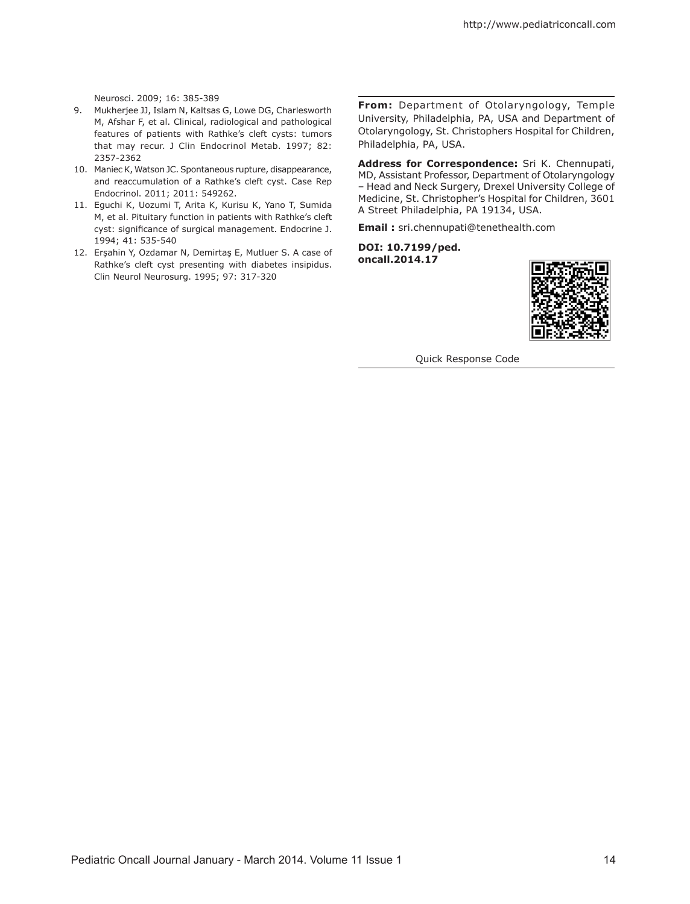Neurosci. 2009; 16: 385-389

9. Mukherjee JJ, Islam N, Kaltsas G, Lowe DG, Charlesworth M, Afshar F, et al. Clinical, radiological and pathological features of patients with Rathke's cleft cysts: tumors that may recur. J Clin Endocrinol Metab. 1997; 82: 2357-2362
10. Maniec K, Watson JC. Spontaneous rupture, disappearance, and reaccumulation of a Rathke's cleft cyst. Case Rep Endocrinol. 2011; 2011: 549262.
11. Eguchi K, Uozumi T, Arita K, Kurisu K, Yano T, Sumida M, et al. Pituitary function in patients with Rathke's cleft cyst: significance of surgical management. Endocrine J. 1994; 41: 535-540
12. Erşahin Y, Ozdamar N, Demirtaş E, Mutluer S. A case of Rathke's cleft cyst presenting with diabetes insipidus. Clin Neurol Neurosurg. 1995; 97: 317-320

**From:** Department of Otolaryngology, Temple University, Philadelphia, PA, USA and Department of Otolaryngology, St. Christophers Hospital for Children, Philadelphia, PA, USA.

**Address for Correspondence:** Sri K. Chennupati, MD, Assistant Professor, Department of Otolaryngology – Head and Neck Surgery, Drexel University College of Medicine, St. Christopher's Hospital for Children, 3601 A Street Philadelphia, PA 19134, USA.

**Email :** sri.chennupati@tenethealth.com

**DOI: 10.7199/ped.oncall.2014.17**

Quick Response Code